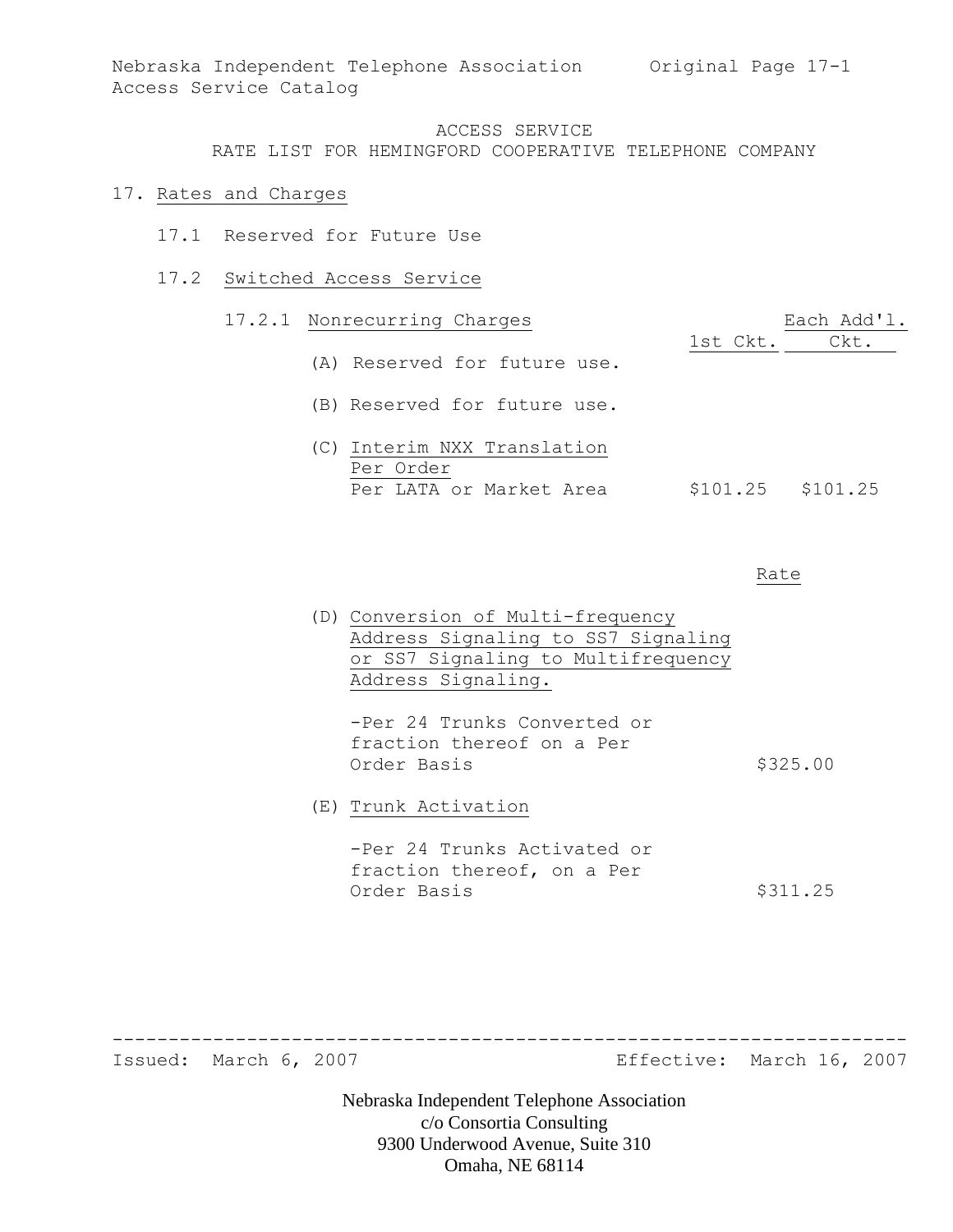ACCESS SERVICE

RATE LIST FOR HEMINGFORD COOPERATIVE TELEPHONE COMPANY

# 17. Rates and Charges

## 17.1 Reserved for Future Use

## 17.2 Switched Access Service

### 17.2.1 Nonrecurring Charges

| | 1st Ckt. | Each Add'l. Ckt. |
|---|---|---|
| (A) Reserved for future use. | | |
| (B) Reserved for future use. | | |
| (C) Interim NXX Translation Per Order Per LATA or Market Area | $101.25 | $101.25 |

| | Rate |
|---|---|
| (D) Conversion of Multi-frequency Address Signaling to SS7 Signaling or SS7 Signaling to Multifrequency Address Signaling. | |
| -Per 24 Trunks Converted or fraction thereof on a Per Order Basis | $325.00 |
| (E) Trunk Activation | |
| -Per 24 Trunks Activated or fraction thereof, on a Per Order Basis | $311.25 |

Issued: March 6, 2007 Effective: March 16, 2007

Nebraska Independent Telephone Association
c/o Consortia Consulting
9300 Underwood Avenue, Suite 310
Omaha, NE 68114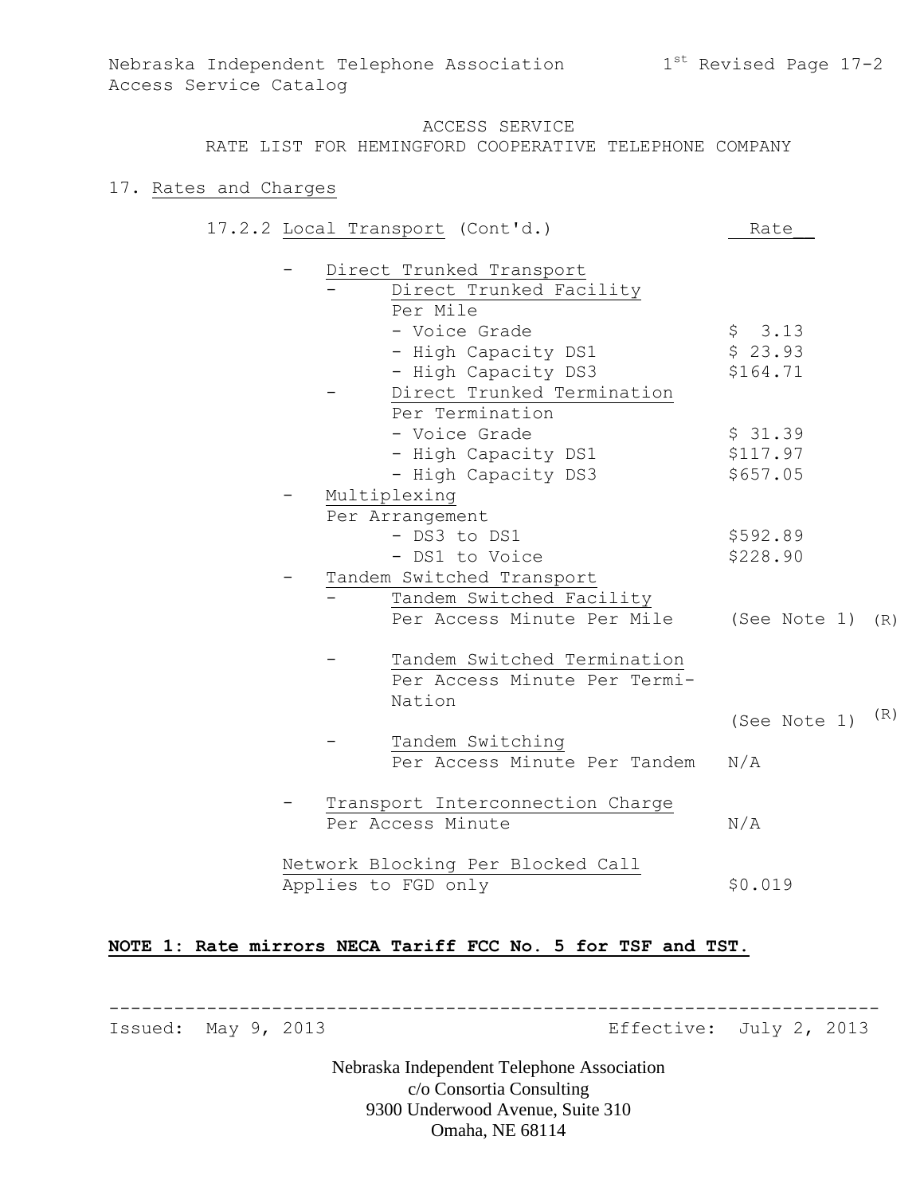ACCESS SERVICE

RATE LIST FOR HEMINGFORD COOPERATIVE TELEPHONE COMPANY

## 17. Rates and Charges

| 17.2.2 Local Transport (Cont'd.) | Rate | |
|---|---|---|
| - Direct Trunked Transport | | |
| - Direct Trunked Facility | | |
| Per Mile | | |
| - Voice Grade | $ 3.13 | |
| - High Capacity DS1 | $ 23.93 | |
| - High Capacity DS3 | $164.71 | |
| - Direct Trunked Termination | | |
| Per Termination | | |
| - Voice Grade | $ 31.39 | |
| - High Capacity DS1 | $117.97 | |
| - High Capacity DS3 | $657.05 | |
| - Multiplexing | | |
| Per Arrangement | | |
| - DS3 to DS1 | $592.89 | |
| - DS1 to Voice | $228.90 | |
| - Tandem Switched Transport | | |
| - Tandem Switched Facility | | |
| Per Access Minute Per Mile | (See Note 1) | (R) |
| - Tandem Switched Termination | | |
| Per Access Minute Per Termi-Nation | (See Note 1) | (R) |
| - Tandem Switching | | |
| Per Access Minute Per Tandem | N/A | |
| - Transport Interconnection Charge | | |
| Per Access Minute | N/A | |
| Network Blocking Per Blocked Call | | |
| Applies to FGD only | $0.019 | |

**NOTE 1: Rate mirrors NECA Tariff FCC No. 5 for TSF and TST.**

Issued: May 9, 2013 Effective: July 2, 2013

Nebraska Independent Telephone Association
c/o Consortia Consulting
9300 Underwood Avenue, Suite 310
Omaha, NE 68114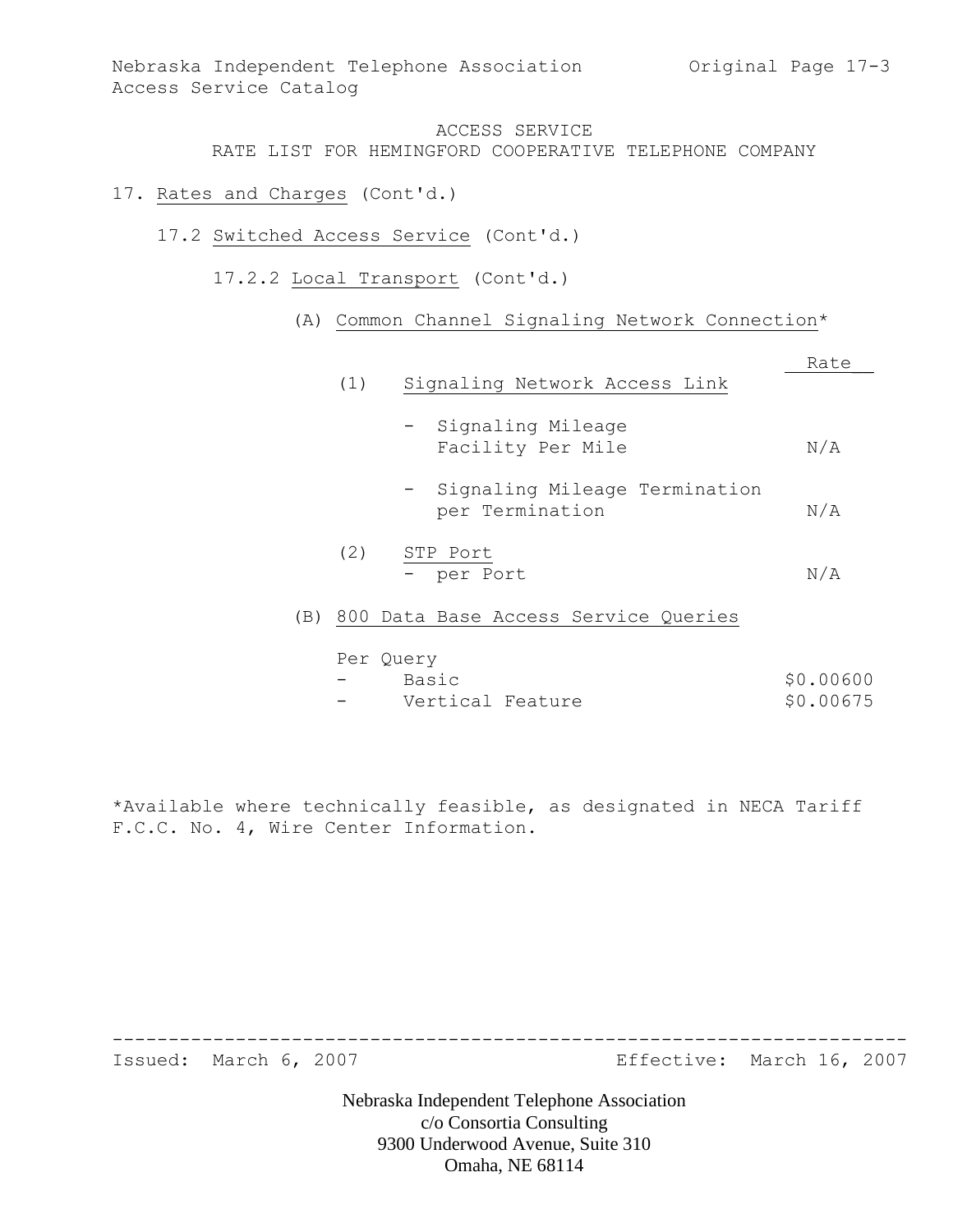ACCESS SERVICE
RATE LIST FOR HEMINGFORD COOPERATIVE TELEPHONE COMPANY

17. Rates and Charges (Cont'd.)

17.2 Switched Access Service (Cont'd.)

17.2.2 Local Transport (Cont'd.)

(A) Common Channel Signaling Network Connection*

| | Rate |
|---|---|
| (1) Signaling Network Access Link | |
| - Signaling Mileage Facility Per Mile | N/A |
| - Signaling Mileage Termination per Termination | N/A |
| (2) STP Port - per Port | N/A |

(B) 800 Data Base Access Service Queries

| Per Query | |
|---|---|
| - Basic | $0.00600 |
| - Vertical Feature | $0.00675 |

*Available where technically feasible, as designated in NECA Tariff F.C.C. No. 4, Wire Center Information.

Issued: March 6, 2007 Effective: March 16, 2007

Nebraska Independent Telephone Association
c/o Consortia Consulting
9300 Underwood Avenue, Suite 310
Omaha, NE 68114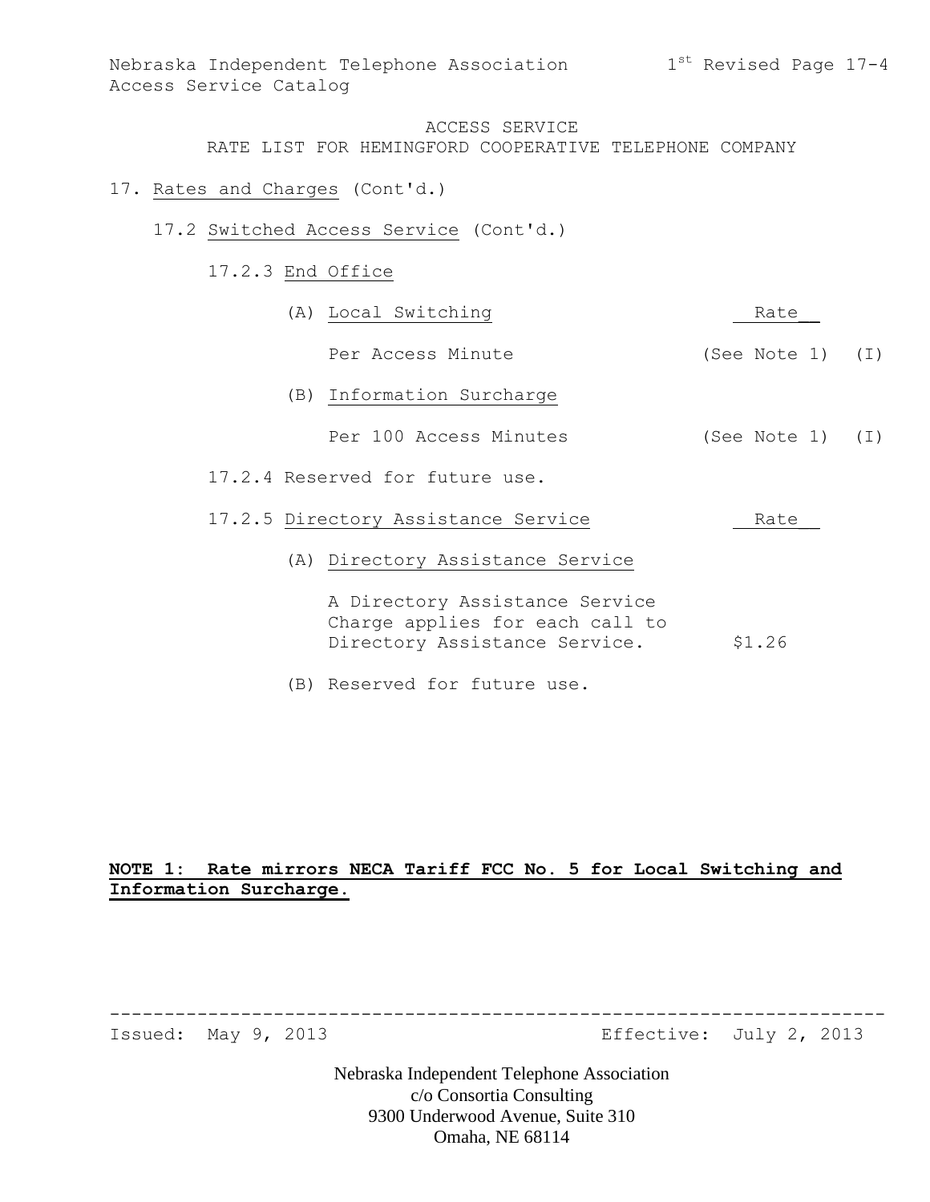ACCESS SERVICE
RATE LIST FOR HEMINGFORD COOPERATIVE TELEPHONE COMPANY

17. Rates and Charges (Cont'd.)

17.2 Switched Access Service (Cont'd.)

17.2.3 End Office

| | Rate | |
|---|---|---|
| (A) Local Switching | | |
| Per Access Minute | (See Note 1) | (I) |
| (B) Information Surcharge | | |
| Per 100 Access Minutes | (See Note 1) | (I) |

17.2.4 Reserved for future use.

| 17.2.5 Directory Assistance Service | Rate |
|---|---|
| (A) Directory Assistance Service | |
| A Directory Assistance Service Charge applies for each call to Directory Assistance Service. | $1.26 |

(B) Reserved for future use.

**NOTE 1: Rate mirrors NECA Tariff FCC No. 5 for Local Switching and Information Surcharge.**

Issued: May 9, 2013 Effective: July 2, 2013

Nebraska Independent Telephone Association
c/o Consortia Consulting
9300 Underwood Avenue, Suite 310
Omaha, NE 68114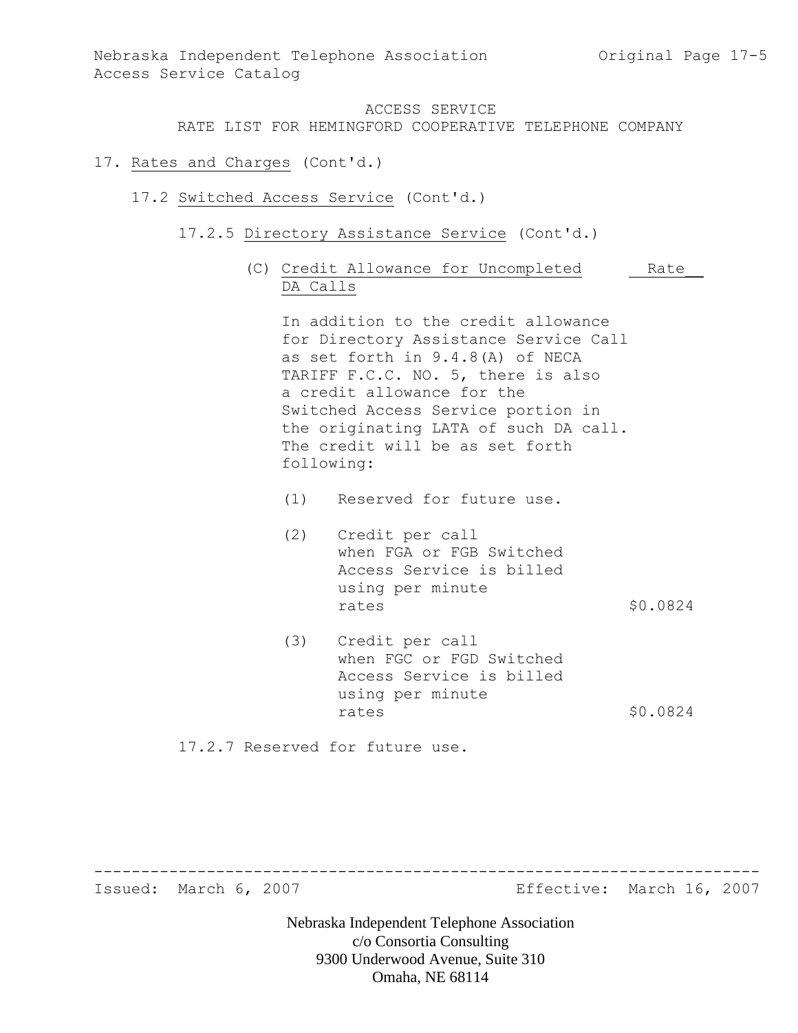ACCESS SERVICE

RATE LIST FOR HEMINGFORD COOPERATIVE TELEPHONE COMPANY

17. Rates and Charges (Cont'd.)

17.2 Switched Access Service (Cont'd.)

17.2.5 Directory Assistance Service (Cont'd.)

(C) Credit Allowance for Uncompleted DA Calls

In addition to the credit allowance for Directory Assistance Service Call as set forth in 9.4.8(A) of NECA TARIFF F.C.C. NO. 5, there is also a credit allowance for the Switched Access Service portion in the originating LATA of such DA call. The credit will be as set forth following:

| | Rate |
|---|---|
| (1) Reserved for future use. | |
| (2) Credit per call when FGA or FGB Switched Access Service is billed using per minute rates | $0.0824 |
| (3) Credit per call when FGC or FGD Switched Access Service is billed using per minute rates | $0.0824 |

17.2.7 Reserved for future use.

Issued: March 6, 2007 Effective: March 16, 2007

Nebraska Independent Telephone Association
c/o Consortia Consulting
9300 Underwood Avenue, Suite 310
Omaha, NE 68114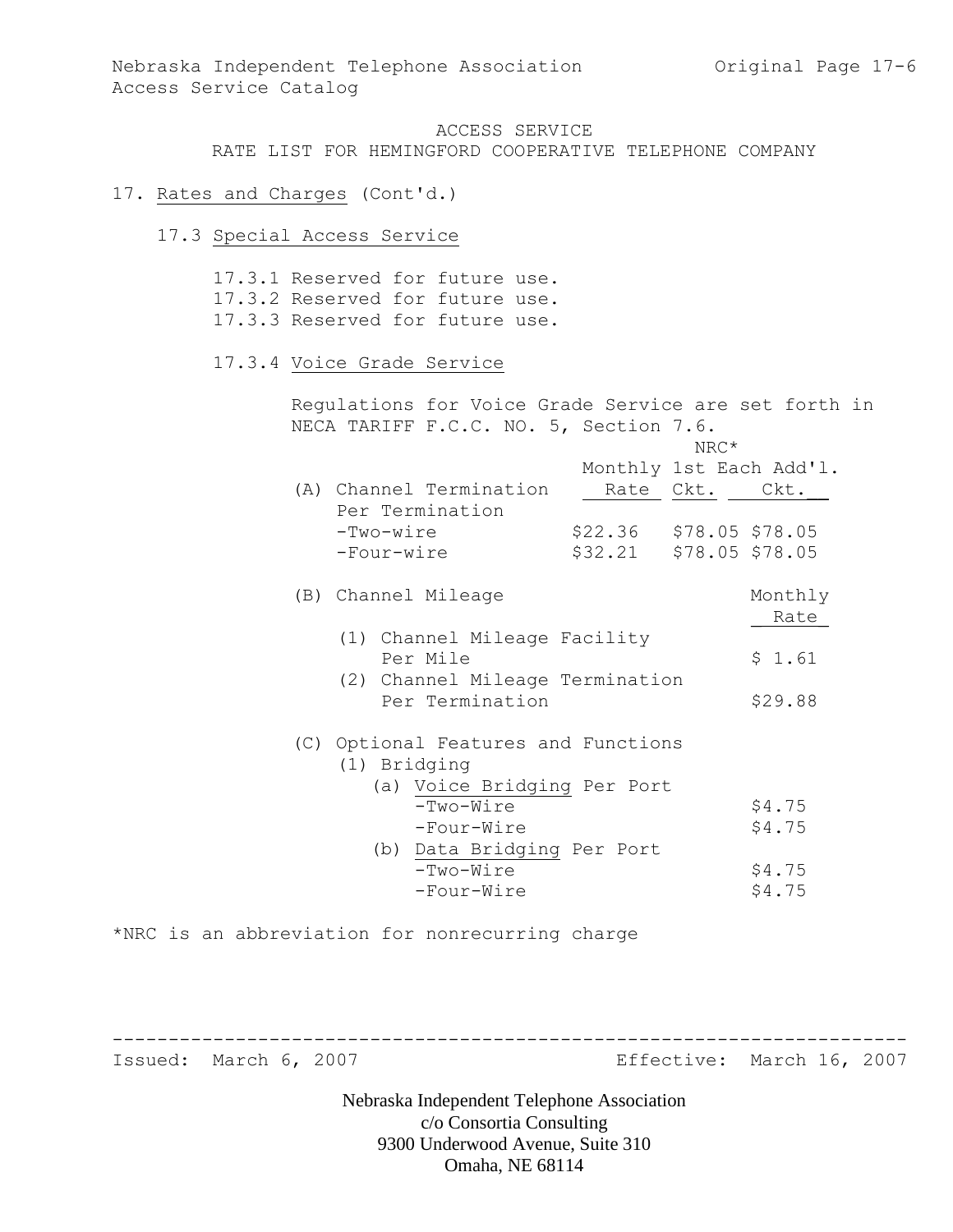ACCESS SERVICE
RATE LIST FOR HEMINGFORD COOPERATIVE TELEPHONE COMPANY

17. Rates and Charges (Cont'd.)

17.3 Special Access Service

17.3.1 Reserved for future use.
17.3.2 Reserved for future use.
17.3.3 Reserved for future use.

17.3.4 Voice Grade Service

Regulations for Voice Grade Service are set forth in NECA TARIFF F.C.C. NO. 5, Section 7.6.

| | Monthly Rate | NRC* 1st Ckt. | NRC* Each Add'l. Ckt. |
|---|---|---|---|
| (A) Channel Termination Per Termination | | | |
| -Two-wire | $22.36 | $78.05 | $78.05 |
| -Four-wire | $32.21 | $78.05 | $78.05 |

| (B) Channel Mileage | Monthly Rate |
|---|---|
| (1) Channel Mileage Facility Per Mile | $ 1.61 |
| (2) Channel Mileage Termination Per Termination | $29.88 |

| (C) Optional Features and Functions | Monthly Rate |
|---|---|
| (1) Bridging | |
| (a) Voice Bridging Per Port | |
| -Two-Wire | $4.75 |
| -Four-Wire | $4.75 |
| (b) Data Bridging Per Port | |
| -Two-Wire | $4.75 |
| -Four-Wire | $4.75 |

*NRC is an abbreviation for nonrecurring charge

Issued: March 6, 2007 Effective: March 16, 2007

Nebraska Independent Telephone Association
c/o Consortia Consulting
9300 Underwood Avenue, Suite 310
Omaha, NE 68114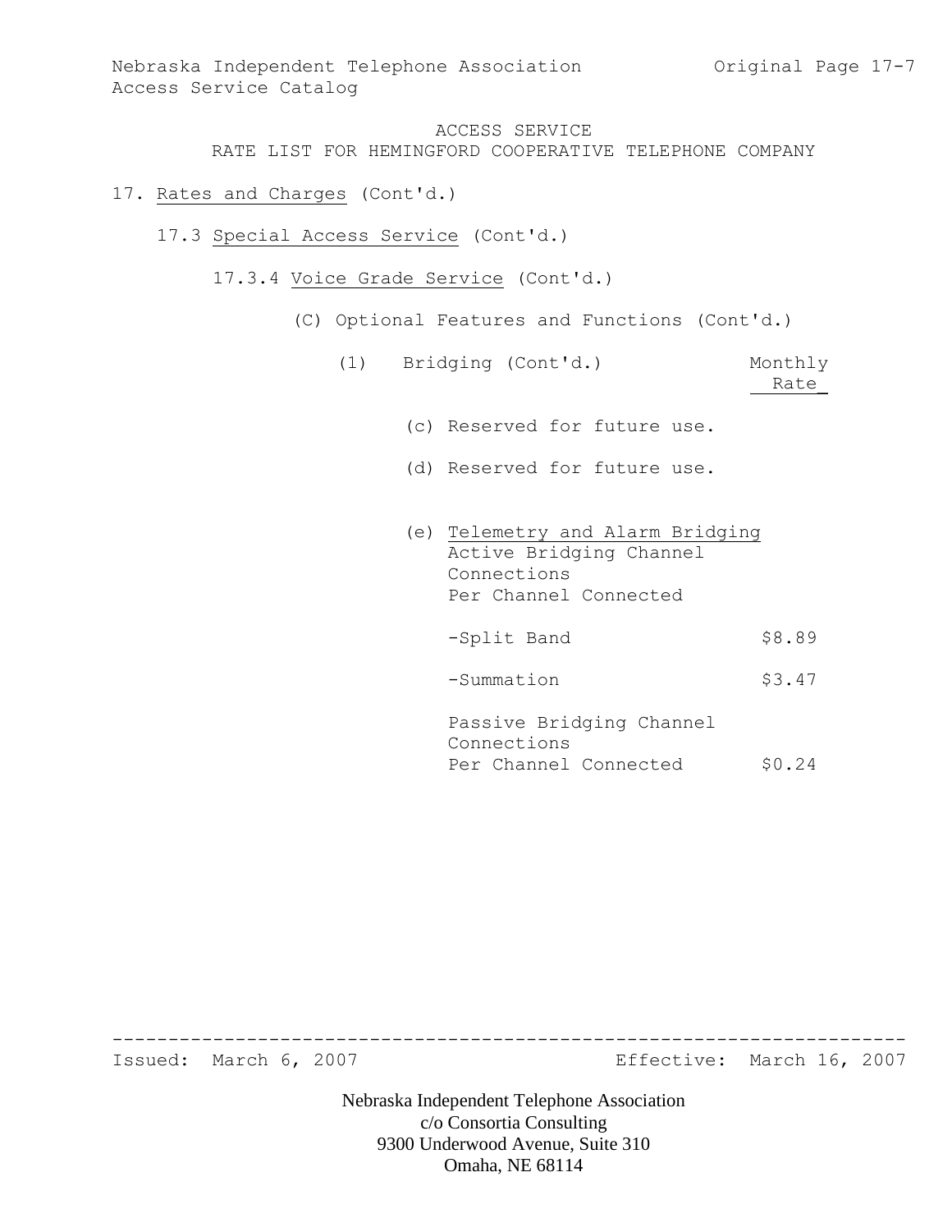ACCESS SERVICE
RATE LIST FOR HEMINGFORD COOPERATIVE TELEPHONE COMPANY

17. Rates and Charges (Cont'd.)

17.3 Special Access Service (Cont'd.)

17.3.4 Voice Grade Service (Cont'd.)

(C) Optional Features and Functions (Cont'd.)

| (1) Bridging (Cont'd.) | Monthly Rate |
|---|---|
| (c) Reserved for future use. | |
| (d) Reserved for future use. | |
| (e) Telemetry and Alarm Bridging<br>Active Bridging Channel Connections<br>Per Channel Connected | |
| -Split Band | $8.89 |
| -Summation | $3.47 |
| Passive Bridging Channel Connections<br>Per Channel Connected | $0.24 |

Issued: March 6, 2007 Effective: March 16, 2007

Nebraska Independent Telephone Association
c/o Consortia Consulting
9300 Underwood Avenue, Suite 310
Omaha, NE 68114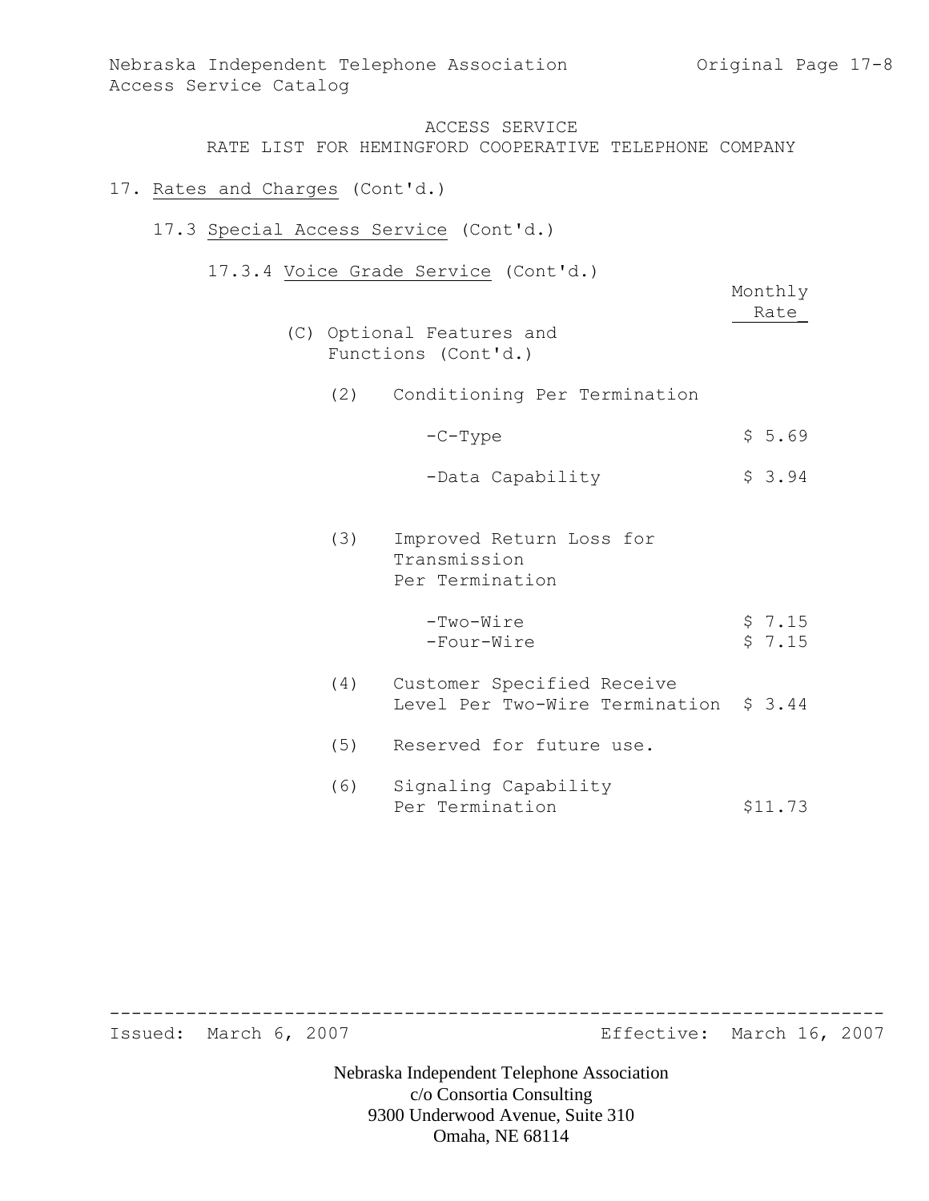ACCESS SERVICE
RATE LIST FOR HEMINGFORD COOPERATIVE TELEPHONE COMPANY

17. Rates and Charges (Cont'd.)

17.3 Special Access Service (Cont'd.)

17.3.4 Voice Grade Service (Cont'd.)

| | Monthly Rate |
|---|---|
| (C) Optional Features and Functions (Cont'd.) | |
| (2) Conditioning Per Termination | |
| -C-Type | $ 5.69 |
| -Data Capability | $ 3.94 |
| (3) Improved Return Loss for Transmission Per Termination | |
| -Two-Wire | $ 7.15 |
| -Four-Wire | $ 7.15 |
| (4) Customer Specified Receive Level Per Two-Wire Termination | $ 3.44 |
| (5) Reserved for future use. | |
| (6) Signaling Capability Per Termination | $11.73 |

Issued: March 6, 2007 Effective: March 16, 2007

Nebraska Independent Telephone Association
c/o Consortia Consulting
9300 Underwood Avenue, Suite 310
Omaha, NE 68114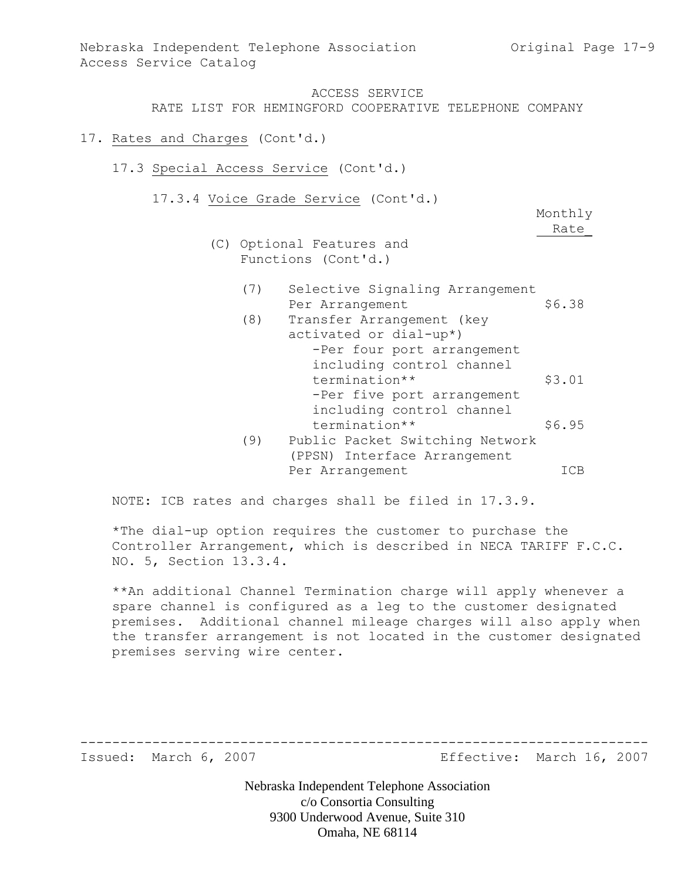ACCESS SERVICE
RATE LIST FOR HEMINGFORD COOPERATIVE TELEPHONE COMPANY

17. Rates and Charges (Cont'd.)

17.3 Special Access Service (Cont'd.)

17.3.4 Voice Grade Service (Cont'd.)

| | | Monthly Rate |
|---|---|---|
| (C) Optional Features and Functions (Cont'd.) | | |
| (7) | Selective Signaling Arrangement Per Arrangement | $6.38 |
| (8) | Transfer Arrangement (key activated or dial-up*) | |
| | -Per four port arrangement including control channel termination** | $3.01 |
| | -Per five port arrangement including control channel termination** | $6.95 |
| (9) | Public Packet Switching Network (PPSN) Interface Arrangement Per Arrangement | ICB |

NOTE: ICB rates and charges shall be filed in 17.3.9.

*The dial-up option requires the customer to purchase the Controller Arrangement, which is described in NECA TARIFF F.C.C. NO. 5, Section 13.3.4.

**An additional Channel Termination charge will apply whenever a spare channel is configured as a leg to the customer designated premises. Additional channel mileage charges will also apply when the transfer arrangement is not located in the customer designated premises serving wire center.

Issued: March 6, 2007 Effective: March 16, 2007

Nebraska Independent Telephone Association
c/o Consortia Consulting
9300 Underwood Avenue, Suite 310
Omaha, NE 68114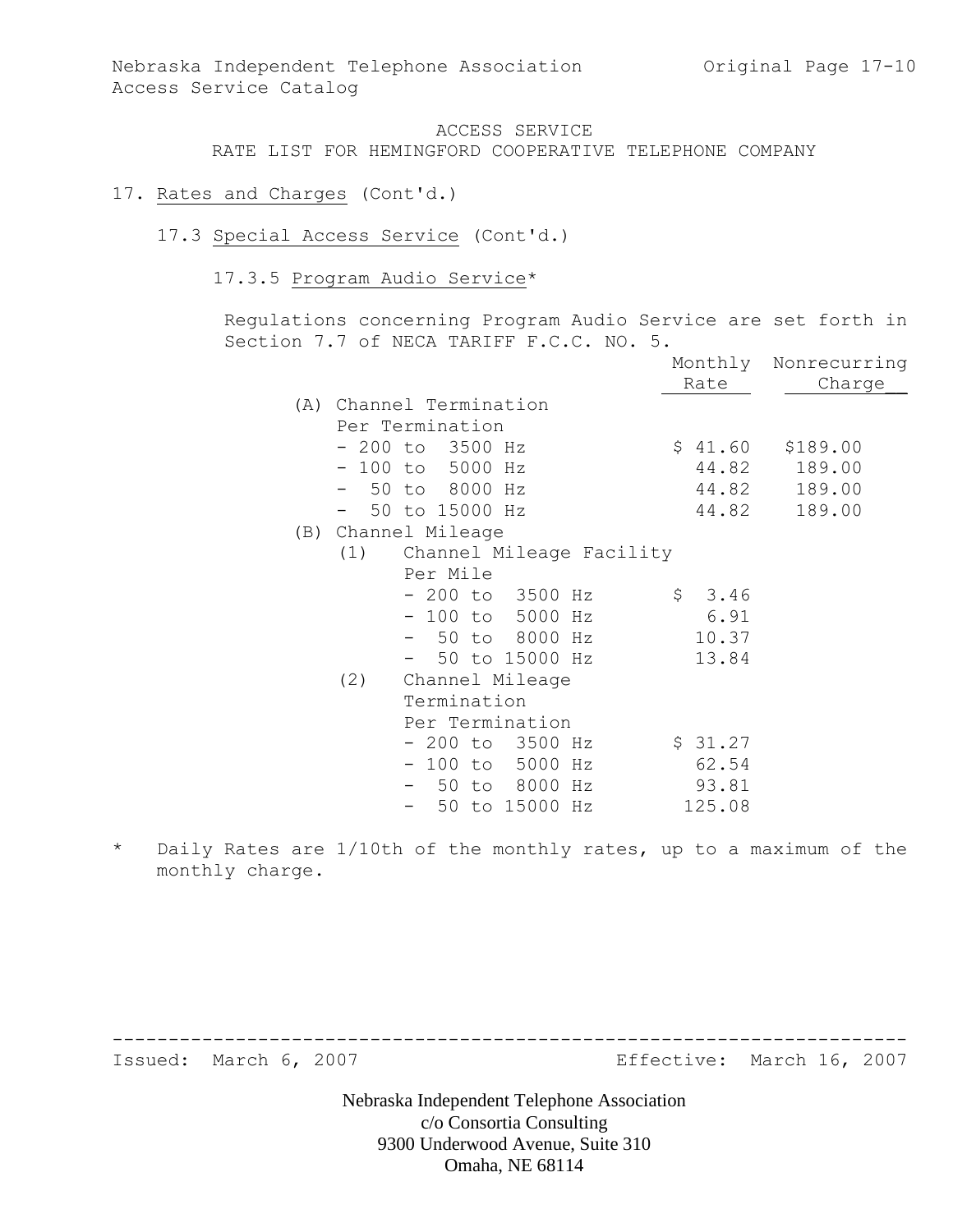ACCESS SERVICE
RATE LIST FOR HEMINGFORD COOPERATIVE TELEPHONE COMPANY

17. Rates and Charges (Cont'd.)

17.3 Special Access Service (Cont'd.)

17.3.5 Program Audio Service*

Regulations concerning Program Audio Service are set forth in Section 7.7 of NECA TARIFF F.C.C. NO. 5.

| | Monthly Rate | Nonrecurring Charge |
|---|---|---|
| (A) Channel Termination | | |
| Per Termination | | |
| - 200 to 3500 Hz | $ 41.60 | $189.00 |
| - 100 to 5000 Hz | 44.82 | 189.00 |
| - 50 to 8000 Hz | 44.82 | 189.00 |
| - 50 to 15000 Hz | 44.82 | 189.00 |
| (B) Channel Mileage | | |
| (1) Channel Mileage Facility Per Mile | | |
| - 200 to 3500 Hz | $ 3.46 | |
| - 100 to 5000 Hz | 6.91 | |
| - 50 to 8000 Hz | 10.37 | |
| - 50 to 15000 Hz | 13.84 | |
| (2) Channel Mileage Termination Per Termination | | |
| - 200 to 3500 Hz | $ 31.27 | |
| - 100 to 5000 Hz | 62.54 | |
| - 50 to 8000 Hz | 93.81 | |
| - 50 to 15000 Hz | 125.08 | |

\* Daily Rates are 1/10th of the monthly rates, up to a maximum of the monthly charge.

Issued: March 6, 2007 Effective: March 16, 2007

Nebraska Independent Telephone Association
c/o Consortia Consulting
9300 Underwood Avenue, Suite 310
Omaha, NE 68114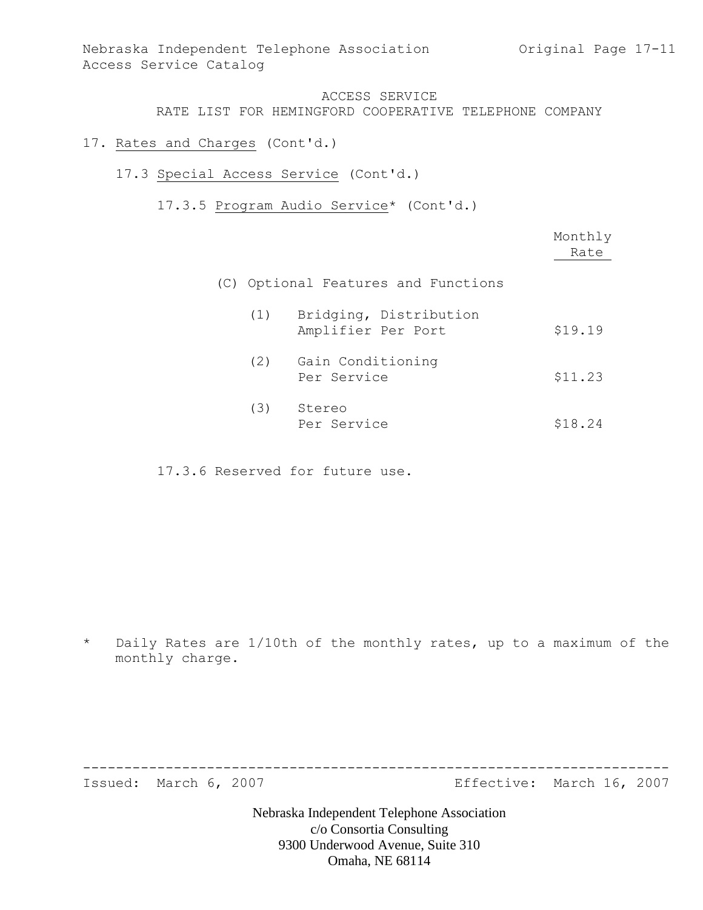ACCESS SERVICE

RATE LIST FOR HEMINGFORD COOPERATIVE TELEPHONE COMPANY

17. Rates and Charges (Cont'd.)

17.3 Special Access Service (Cont'd.)

17.3.5 Program Audio Service* (Cont'd.)

| | Monthly Rate |
|---|---|
| (C) Optional Features and Functions | |
| (1) Bridging, Distribution Amplifier Per Port | $19.19 |
| (2) Gain Conditioning Per Service | $11.23 |
| (3) Stereo Per Service | $18.24 |

17.3.6 Reserved for future use.

\* Daily Rates are 1/10th of the monthly rates, up to a maximum of the monthly charge.

Issued: March 6, 2007 Effective: March 16, 2007

Nebraska Independent Telephone Association
c/o Consortia Consulting
9300 Underwood Avenue, Suite 310
Omaha, NE 68114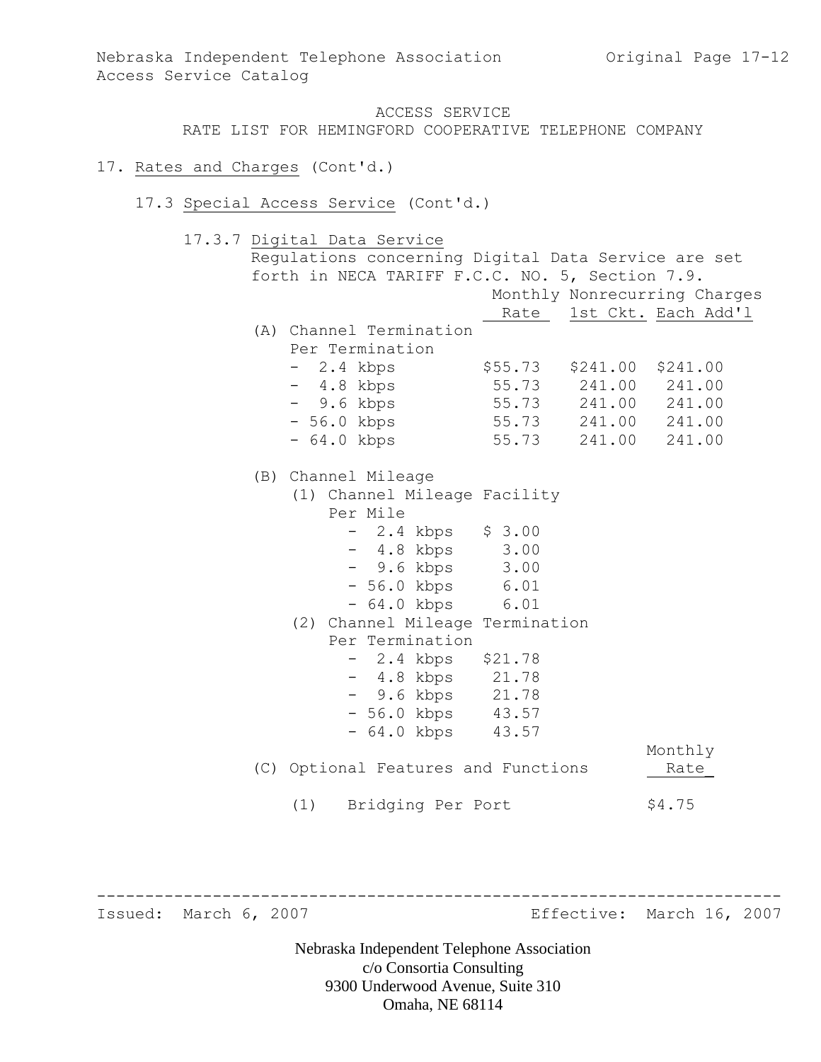ACCESS SERVICE
RATE LIST FOR HEMINGFORD COOPERATIVE TELEPHONE COMPANY

17. Rates and Charges (Cont'd.)

17.3 Special Access Service (Cont'd.)

17.3.7 Digital Data Service

Regulations concerning Digital Data Service are set forth in NECA TARIFF F.C.C. NO. 5, Section 7.9.

| | Monthly Rate | Nonrecurring Charges 1st Ckt. | Nonrecurring Charges Each Add'l |
|---|---|---|---|
| (A) Channel Termination Per Termination | | | |
| - 2.4 kbps | $55.73 | $241.00 | $241.00 |
| - 4.8 kbps | 55.73 | 241.00 | 241.00 |
| - 9.6 kbps | 55.73 | 241.00 | 241.00 |
| - 56.0 kbps | 55.73 | 241.00 | 241.00 |
| - 64.0 kbps | 55.73 | 241.00 | 241.00 |
| (B) Channel Mileage | | | |
| (1) Channel Mileage Facility Per Mile | | | |
| - 2.4 kbps | $ 3.00 | | |
| - 4.8 kbps | 3.00 | | |
| - 9.6 kbps | 3.00 | | |
| - 56.0 kbps | 6.01 | | |
| - 64.0 kbps | 6.01 | | |
| (2) Channel Mileage Termination Per Termination | | | |
| - 2.4 kbps | $21.78 | | |
| - 4.8 kbps | 21.78 | | |
| - 9.6 kbps | 21.78 | | |
| - 56.0 kbps | 43.57 | | |
| - 64.0 kbps | 43.57 | | |

| (C) Optional Features and Functions | Monthly Rate |
|---|---|
| (1) Bridging Per Port | $4.75 |

Issued: March 6, 2007 Effective: March 16, 2007

Nebraska Independent Telephone Association
c/o Consortia Consulting
9300 Underwood Avenue, Suite 310
Omaha, NE 68114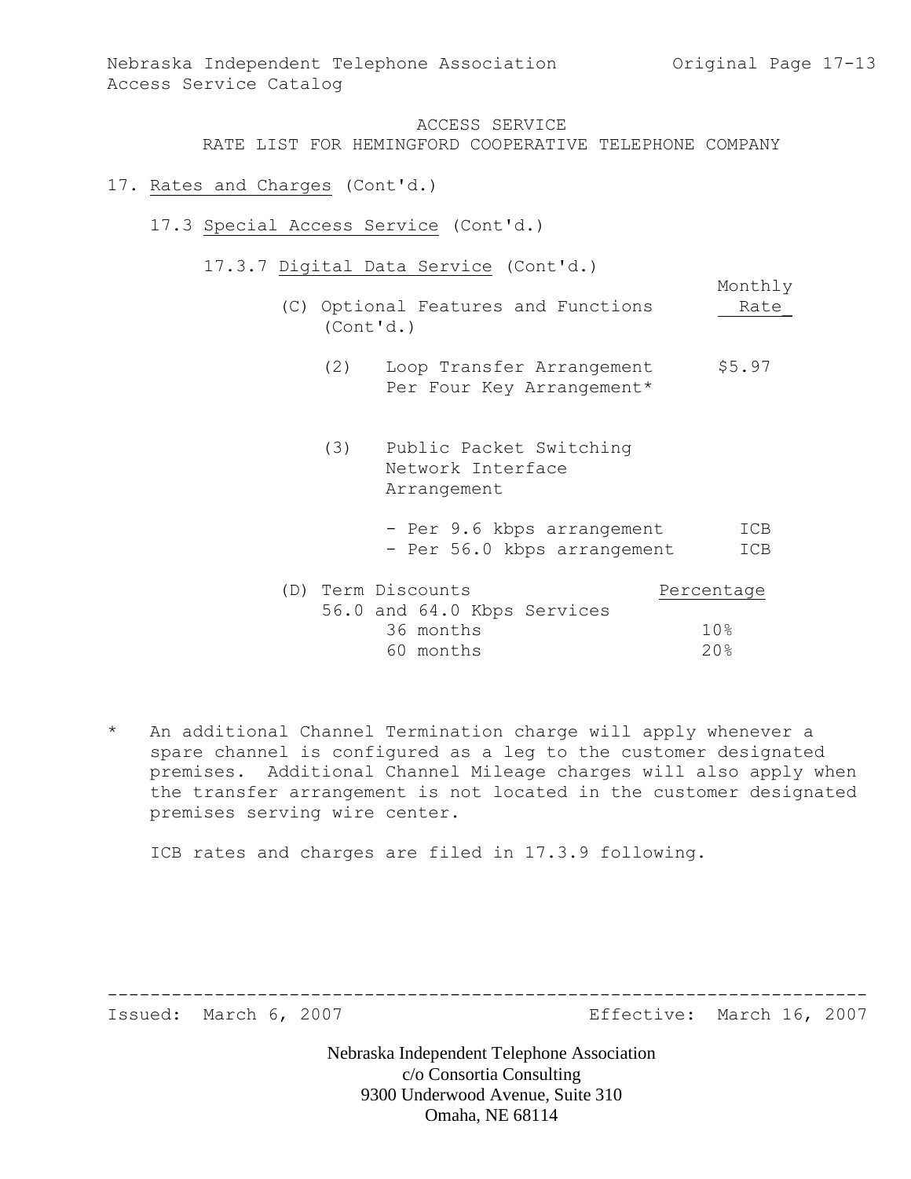ACCESS SERVICE

RATE LIST FOR HEMINGFORD COOPERATIVE TELEPHONE COMPANY

17. Rates and Charges (Cont'd.)

17.3 Special Access Service (Cont'd.)

17.3.7 Digital Data Service (Cont'd.)

| (C) Optional Features and Functions (Cont'd.) | Monthly Rate |
|---|---|
| (2) Loop Transfer Arrangement Per Four Key Arrangement* | $5.97 |
| (3) Public Packet Switching Network Interface Arrangement | |
| - Per 9.6 kbps arrangement | ICB |
| - Per 56.0 kbps arrangement | ICB |

| (D) Term Discounts | Percentage |
|---|---|
| 56.0 and 64.0 Kbps Services | |
| 36 months | 10% |
| 60 months | 20% |

\* An additional Channel Termination charge will apply whenever a spare channel is configured as a leg to the customer designated premises. Additional Channel Mileage charges will also apply when the transfer arrangement is not located in the customer designated premises serving wire center.

ICB rates and charges are filed in 17.3.9 following.

Issued: March 6, 2007 Effective: March 16, 2007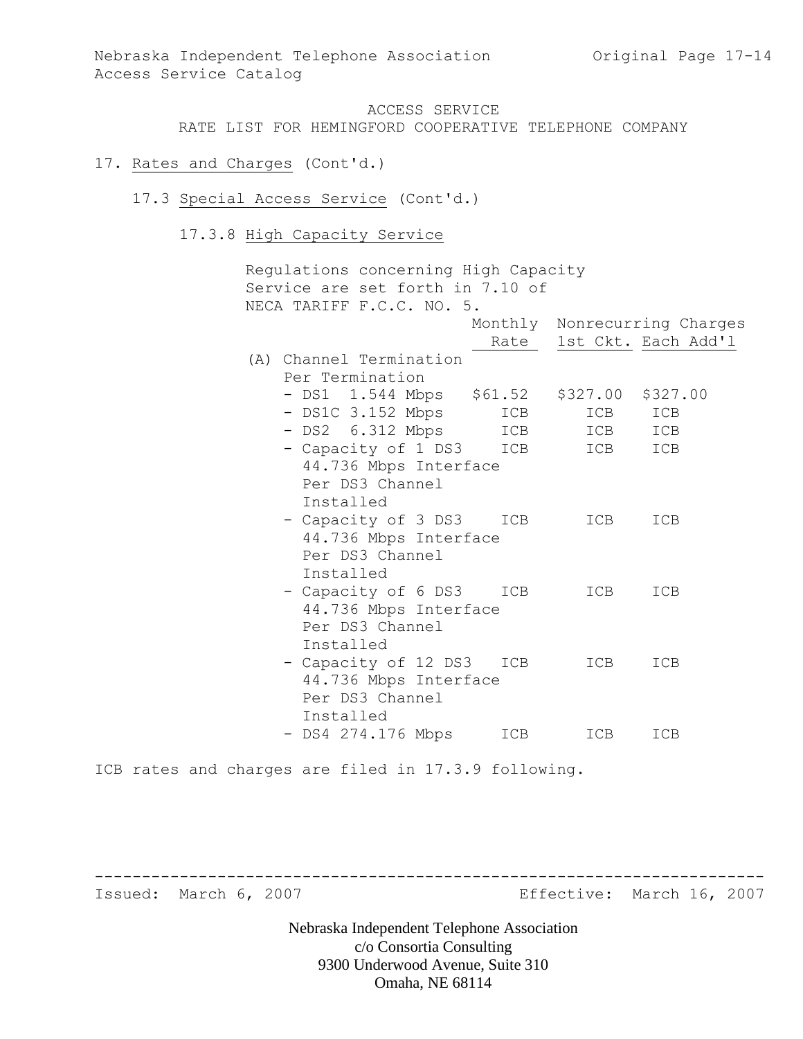ACCESS SERVICE
RATE LIST FOR HEMINGFORD COOPERATIVE TELEPHONE COMPANY

17. Rates and Charges (Cont'd.)

17.3 Special Access Service (Cont'd.)

17.3.8 High Capacity Service

Regulations concerning High Capacity Service are set forth in 7.10 of NECA TARIFF F.C.C. NO. 5.

| | Monthly Rate | Nonrecurring Charges 1st Ckt. | Each Add'l |
|---|---|---|---|
| (A) Channel Termination Per Termination | | | |
| - DS1 1.544 Mbps | $61.52 | $327.00 | $327.00 |
| - DS1C 3.152 Mbps | ICB | ICB | ICB |
| - DS2 6.312 Mbps | ICB | ICB | ICB |
| - Capacity of 1 DS3 44.736 Mbps Interface Per DS3 Channel Installed | ICB | ICB | ICB |
| - Capacity of 3 DS3 44.736 Mbps Interface Per DS3 Channel Installed | ICB | ICB | ICB |
| - Capacity of 6 DS3 44.736 Mbps Interface Per DS3 Channel Installed | ICB | ICB | ICB |
| - Capacity of 12 DS3 44.736 Mbps Interface Per DS3 Channel Installed | ICB | ICB | ICB |
| - DS4 274.176 Mbps | ICB | ICB | ICB |

ICB rates and charges are filed in 17.3.9 following.

Issued: March 6, 2007 Effective: March 16, 2007

Nebraska Independent Telephone Association
c/o Consortia Consulting
9300 Underwood Avenue, Suite 310
Omaha, NE 68114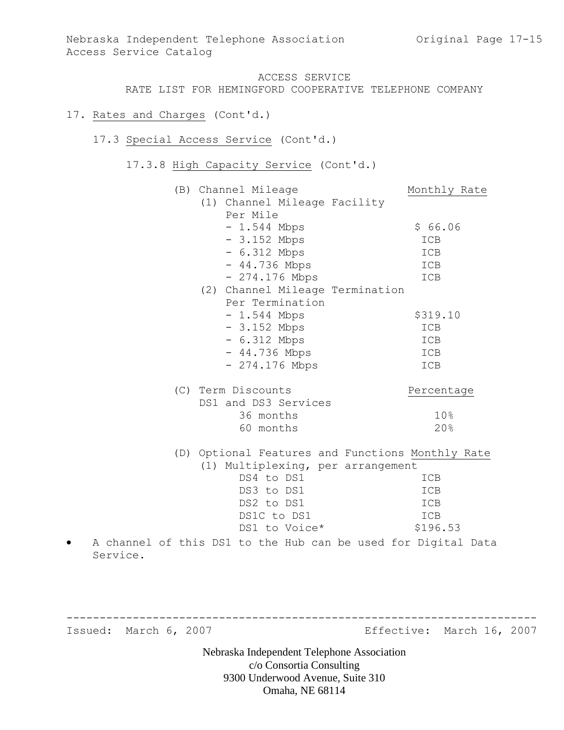ACCESS SERVICE
RATE LIST FOR HEMINGFORD COOPERATIVE TELEPHONE COMPANY

17. Rates and Charges (Cont'd.)

17.3 Special Access Service (Cont'd.)

17.3.8 High Capacity Service (Cont'd.)

| (B) Channel Mileage | Monthly Rate |
|---|---|
| (1) Channel Mileage Facility Per Mile | |
| - 1.544 Mbps | $ 66.06 |
| - 3.152 Mbps | ICB |
| - 6.312 Mbps | ICB |
| - 44.736 Mbps | ICB |
| - 274.176 Mbps | ICB |
| (2) Channel Mileage Termination Per Termination | |
| - 1.544 Mbps | $319.10 |
| - 3.152 Mbps | ICB |
| - 6.312 Mbps | ICB |
| - 44.736 Mbps | ICB |
| - 274.176 Mbps | ICB |

| (C) Term Discounts | Percentage |
|---|---|
| DS1 and DS3 Services | |
| 36 months | 10% |
| 60 months | 20% |

| (D) Optional Features and Functions | Monthly Rate |
|---|---|
| (1) Multiplexing, per arrangement | |
| DS4 to DS1 | ICB |
| DS3 to DS1 | ICB |
| DS2 to DS1 | ICB |
| DS1C to DS1 | ICB |
| DS1 to Voice* | $196.53 |

- A channel of this DS1 to the Hub can be used for Digital Data Service.

Issued: March 6, 2007 Effective: March 16, 2007

Nebraska Independent Telephone Association
c/o Consortia Consulting
9300 Underwood Avenue, Suite 310
Omaha, NE 68114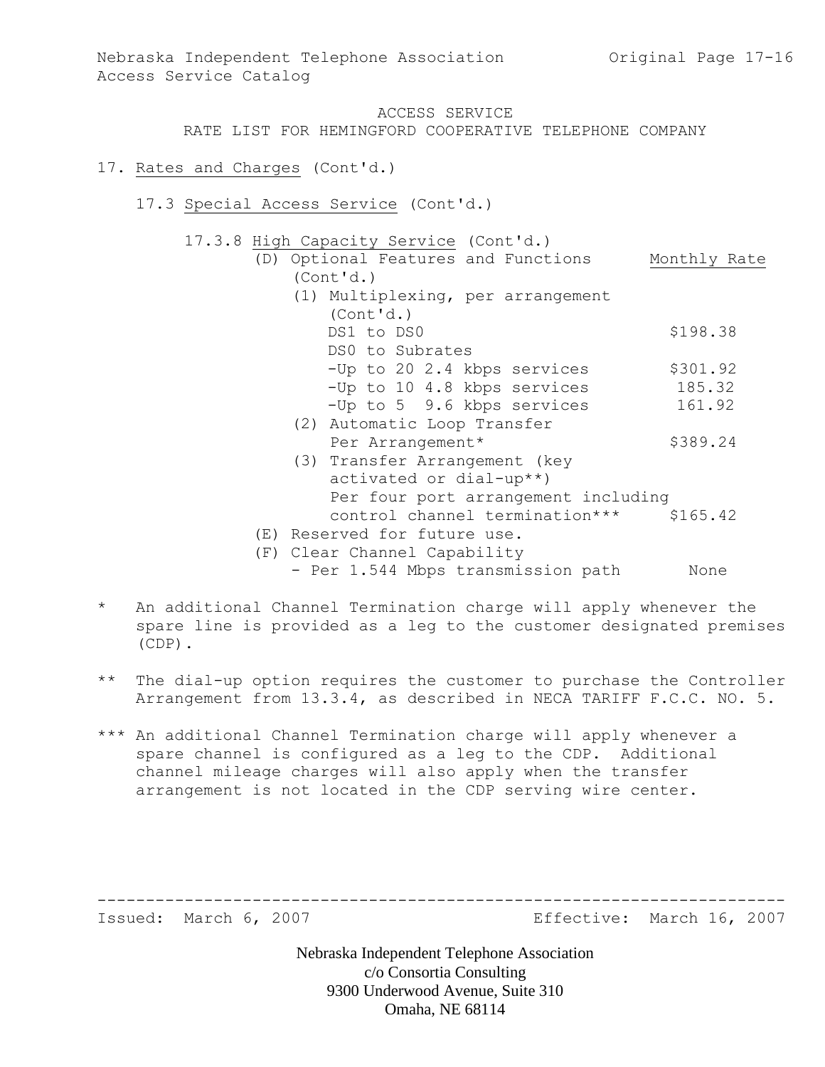ACCESS SERVICE

RATE LIST FOR HEMINGFORD COOPERATIVE TELEPHONE COMPANY

17. Rates and Charges (Cont'd.)

17.3 Special Access Service (Cont'd.)

17.3.8 High Capacity Service (Cont'd.)

| (D) Optional Features and Functions (Cont'd.) | Monthly Rate |
|---|---|
| (1) Multiplexing, per arrangement (Cont'd.) | |
| DS1 to DS0 | $198.38 |
| DS0 to Subrates | |
| -Up to 20 2.4 kbps services | $301.92 |
| -Up to 10 4.8 kbps services | 185.32 |
| -Up to 5 9.6 kbps services | 161.92 |
| (2) Automatic Loop Transfer Per Arrangement* | $389.24 |
| (3) Transfer Arrangement (key activated or dial-up**) Per four port arrangement including control channel termination*** | $165.42 |
| (E) Reserved for future use. | |
| (F) Clear Channel Capability - Per 1.544 Mbps transmission path | None |

\* An additional Channel Termination charge will apply whenever the spare line is provided as a leg to the customer designated premises (CDP).

\** The dial-up option requires the customer to purchase the Controller Arrangement from 13.3.4, as described in NECA TARIFF F.C.C. NO. 5.

\*** An additional Channel Termination charge will apply whenever a spare channel is configured as a leg to the CDP. Additional channel mileage charges will also apply when the transfer arrangement is not located in the CDP serving wire center.

Issued: March 6, 2007 Effective: March 16, 2007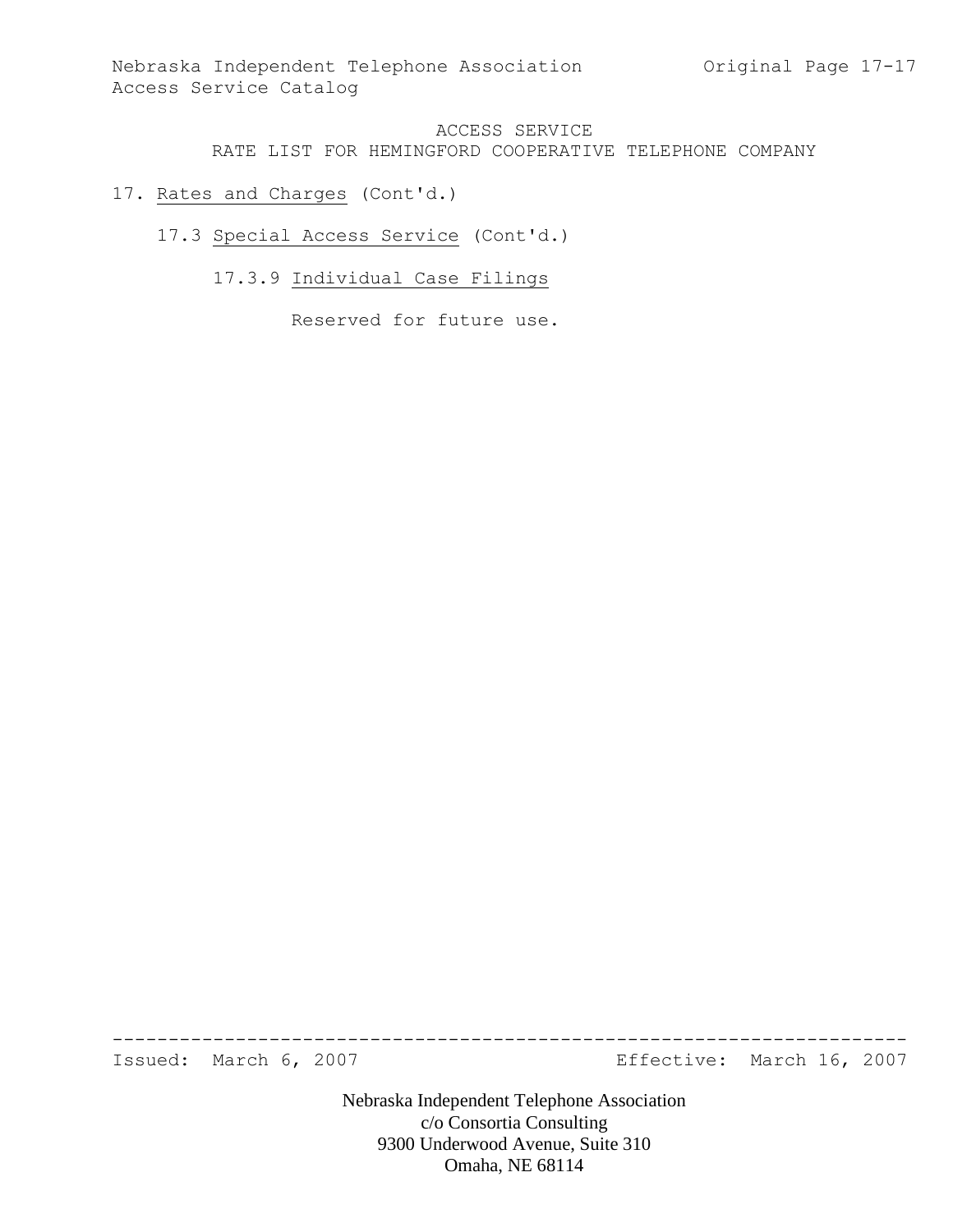ACCESS SERVICE
RATE LIST FOR HEMINGFORD COOPERATIVE TELEPHONE COMPANY

17. Rates and Charges (Cont'd.)

17.3 Special Access Service (Cont'd.)

17.3.9 Individual Case Filings

Reserved for future use.

---

Issued: March 6, 2007 Effective: March 16, 2007

Nebraska Independent Telephone Association
c/o Consortia Consulting
9300 Underwood Avenue, Suite 310
Omaha, NE 68114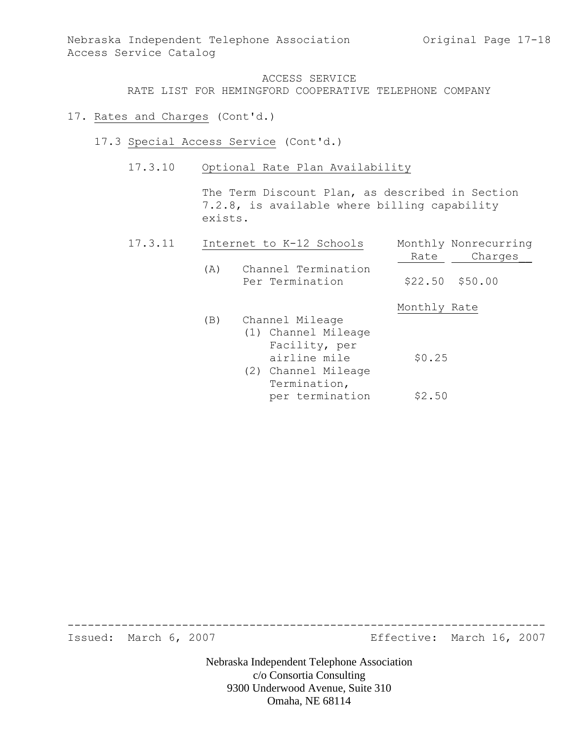ACCESS SERVICE
RATE LIST FOR HEMINGFORD COOPERATIVE TELEPHONE COMPANY

17. Rates and Charges (Cont'd.)

17.3 Special Access Service (Cont'd.)

17.3.10 Optional Rate Plan Availability

The Term Discount Plan, as described in Section 7.2.8, is available where billing capability exists.

17.3.11 Internet to K-12 Schools

| | Monthly Rate | Nonrecurring Charges |
|---|---|---|
| (A) Channel Termination Per Termination | $22.50 | $50.00 |

| | Monthly Rate |
|---|---|
| (B) Channel Mileage | |
| (1) Channel Mileage Facility, per airline mile | $0.25 |
| (2) Channel Mileage Termination, per termination | $2.50 |

Issued: March 6, 2007 Effective: March 16, 2007

Nebraska Independent Telephone Association
c/o Consortia Consulting
9300 Underwood Avenue, Suite 310
Omaha, NE 68114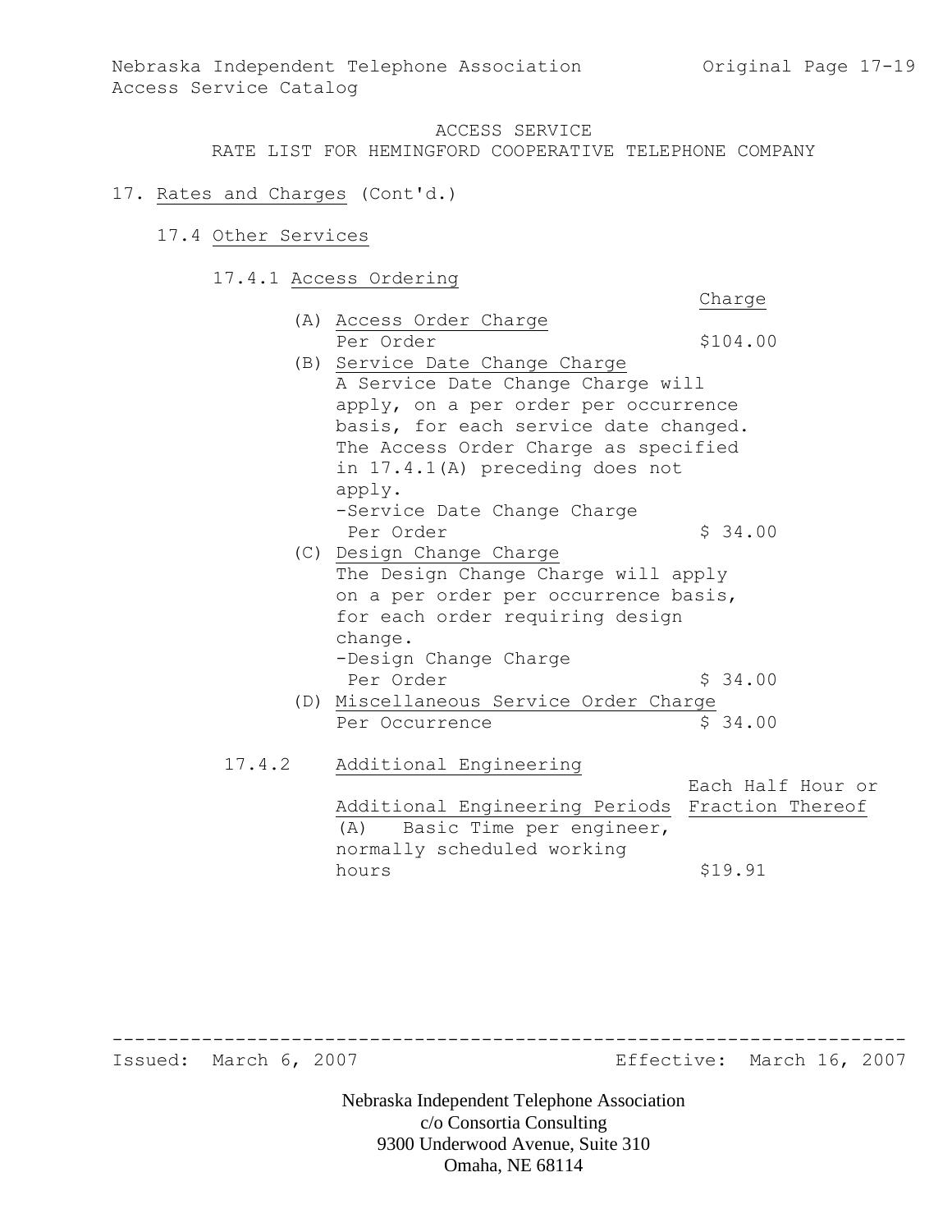ACCESS SERVICE

RATE LIST FOR HEMINGFORD COOPERATIVE TELEPHONE COMPANY

17. Rates and Charges (Cont'd.)

17.4 Other Services

17.4.1 Access Ordering

| | Charge |
|---|---|
| (A) Access Order Charge | |
| Per Order | $104.00 |
| (B) Service Date Change Charge | |
| A Service Date Change Charge will apply, on a per order per occurrence basis, for each service date changed. The Access Order Charge as specified in 17.4.1(A) preceding does not apply. | |
| -Service Date Change Charge Per Order | $ 34.00 |
| (C) Design Change Charge | |
| The Design Change Charge will apply on a per order per occurrence basis, for each order requiring design change. | |
| -Design Change Charge Per Order | $ 34.00 |
| (D) Miscellaneous Service Order Charge | |
| Per Occurrence | $ 34.00 |

17.4.2 Additional Engineering

| Additional Engineering Periods | Each Half Hour or Fraction Thereof |
|---|---|
| (A) Basic Time per engineer, normally scheduled working hours | $19.91 |

Issued: March 6, 2007 Effective: March 16, 2007

Nebraska Independent Telephone Association
c/o Consortia Consulting
9300 Underwood Avenue, Suite 310
Omaha, NE 68114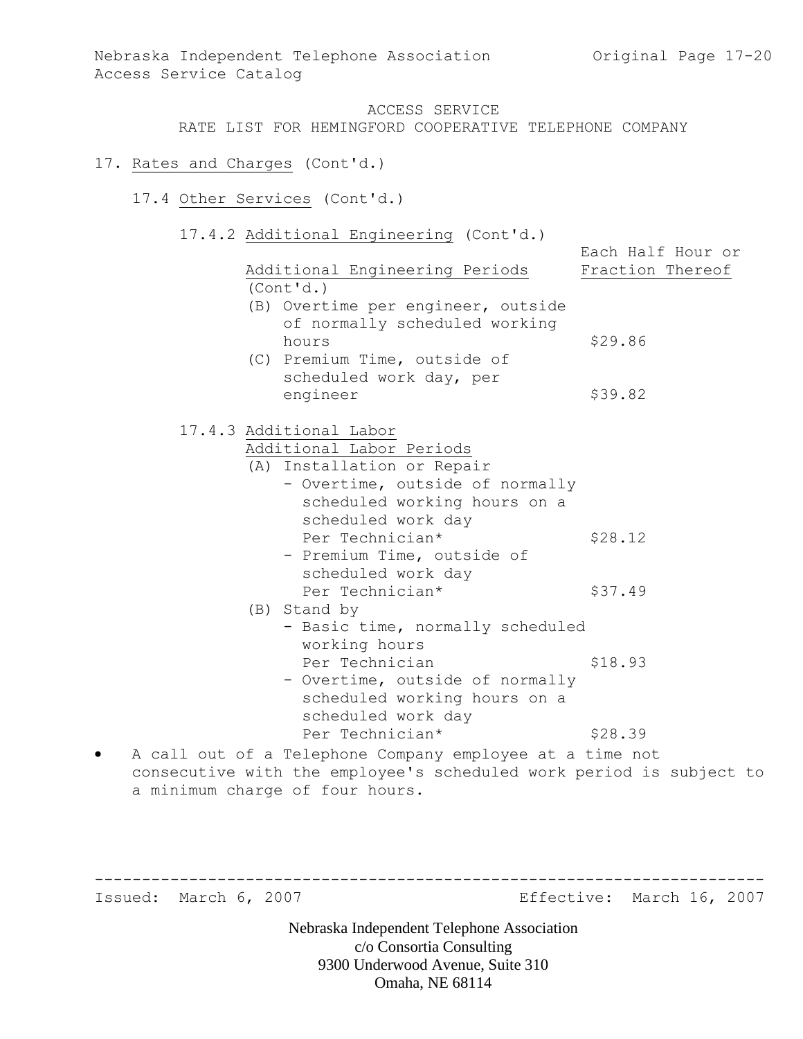ACCESS SERVICE
RATE LIST FOR HEMINGFORD COOPERATIVE TELEPHONE COMPANY

17. Rates and Charges (Cont'd.)

17.4 Other Services (Cont'd.)

17.4.2 Additional Engineering (Cont'd.)

| Additional Engineering Periods (Cont'd.) | Each Half Hour or Fraction Thereof |
|---|---|
| (B) Overtime per engineer, outside of normally scheduled working hours | $29.86 |
| (C) Premium Time, outside of scheduled work day, per engineer | $39.82 |

17.4.3 Additional Labor

| Additional Labor Periods | |
|---|---|
| (A) Installation or Repair | |
| - Overtime, outside of normally scheduled working hours on a scheduled work day Per Technician* | $28.12 |
| - Premium Time, outside of scheduled work day Per Technician* | $37.49 |
| (B) Stand by | |
| - Basic time, normally scheduled working hours Per Technician | $18.93 |
| - Overtime, outside of normally scheduled working hours on a scheduled work day Per Technician* | $28.39 |

- A call out of a Telephone Company employee at a time not consecutive with the employee's scheduled work period is subject to a minimum charge of four hours.

Issued: March 6, 2007 Effective: March 16, 2007

Nebraska Independent Telephone Association
c/o Consortia Consulting
9300 Underwood Avenue, Suite 310
Omaha, NE 68114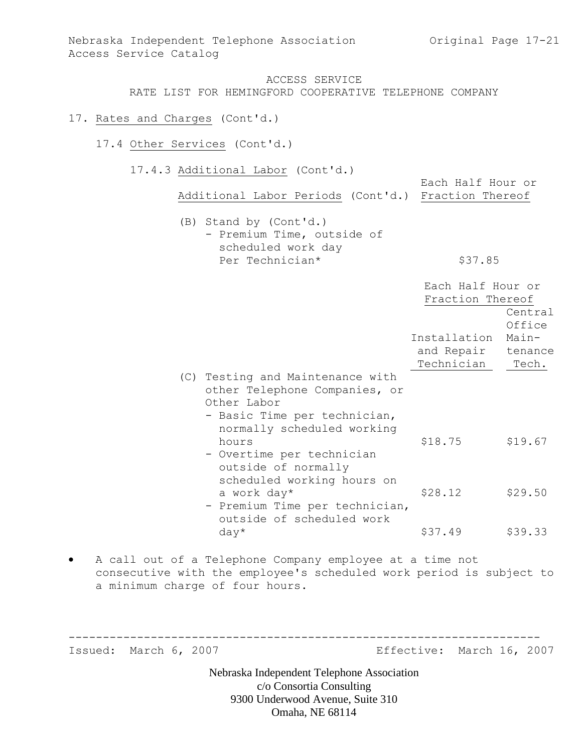ACCESS SERVICE

RATE LIST FOR HEMINGFORD COOPERATIVE TELEPHONE COMPANY

17. Rates and Charges (Cont'd.)

17.4 Other Services (Cont'd.)

17.4.3 Additional Labor (Cont'd.)

| Additional Labor Periods (Cont'd.) | Each Half Hour or Fraction Thereof |
|---|---|
| (B) Stand by (Cont'd.) | |
| - Premium Time, outside of scheduled work day Per Technician* | $37.85 |

| | Each Half Hour or Fraction Thereof | |
|---|---|---|
| | Installation and Repair Technician | Central Office Maintenance Tech. |
| (C) Testing and Maintenance with other Telephone Companies, or Other Labor | | |
| - Basic Time per technician, normally scheduled working hours | $18.75 | $19.67 |
| - Overtime per technician outside of normally scheduled working hours on a work day* | $28.12 | $29.50 |
| - Premium Time per technician, outside of scheduled work day* | $37.49 | $39.33 |

- A call out of a Telephone Company employee at a time not consecutive with the employee's scheduled work period is subject to a minimum charge of four hours.

Issued: March 6, 2007 Effective: March 16, 2007

Nebraska Independent Telephone Association
c/o Consortia Consulting
9300 Underwood Avenue, Suite 310
Omaha, NE 68114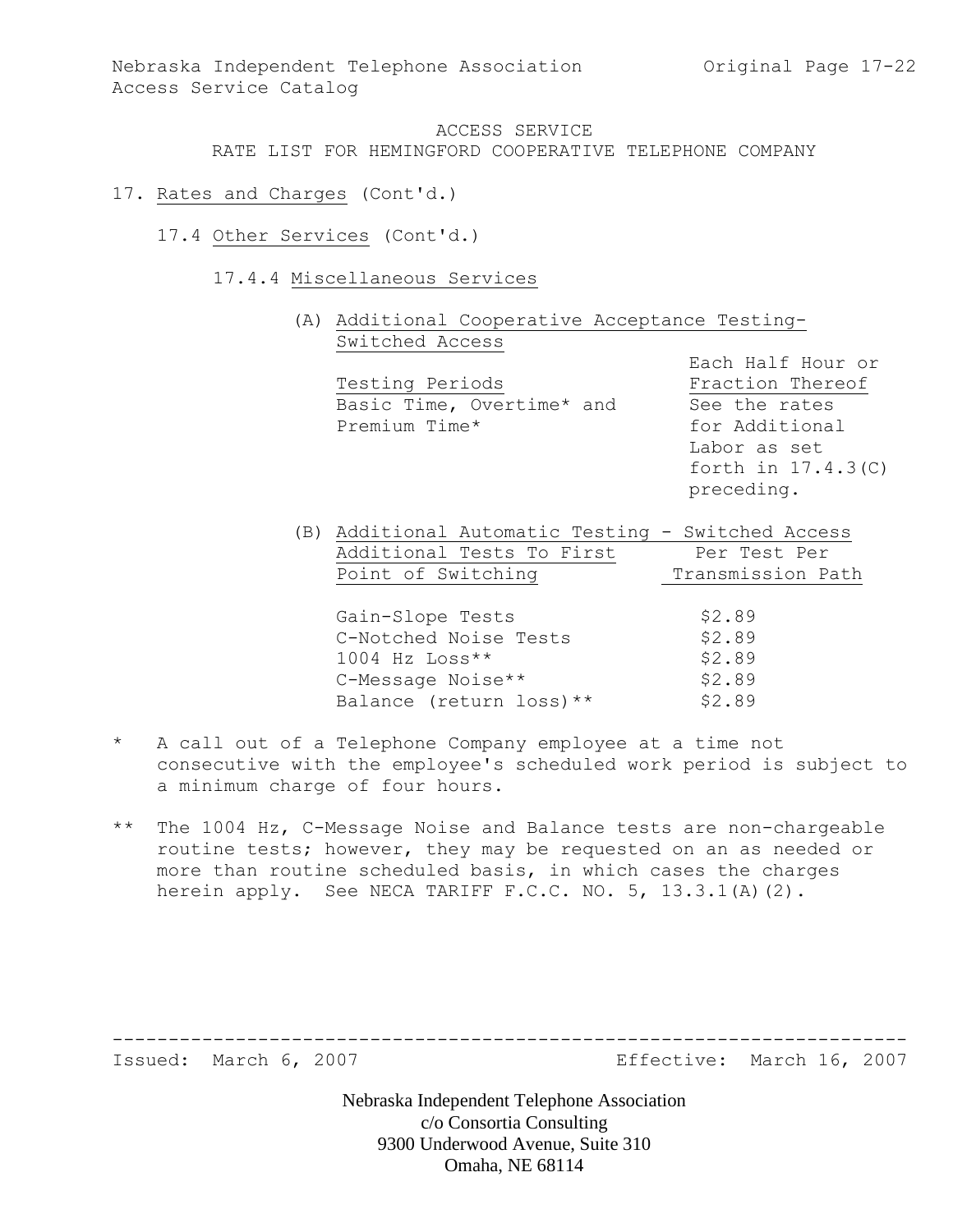ACCESS SERVICE
RATE LIST FOR HEMINGFORD COOPERATIVE TELEPHONE COMPANY

17. Rates and Charges (Cont'd.)

17.4 Other Services (Cont'd.)

17.4.4 Miscellaneous Services

(A) Additional Cooperative Acceptance Testing- Switched Access

| Testing Periods | Each Half Hour or Fraction Thereof |
|---|---|
| Basic Time, Overtime* and Premium Time* | See the rates for Additional Labor as set forth in 17.4.3(C) preceding. |

(B) Additional Automatic Testing - Switched Access

| Additional Tests To First Point of Switching | Per Test Per Transmission Path |
|---|---|
| Gain-Slope Tests | $2.89 |
| C-Notched Noise Tests | $2.89 |
| 1004 Hz Loss** | $2.89 |
| C-Message Noise** | $2.89 |
| Balance (return loss)** | $2.89 |

\* A call out of a Telephone Company employee at a time not consecutive with the employee's scheduled work period is subject to a minimum charge of four hours.

\** The 1004 Hz, C-Message Noise and Balance tests are non-chargeable routine tests; however, they may be requested on an as needed or more than routine scheduled basis, in which cases the charges herein apply. See NECA TARIFF F.C.C. NO. 5, 13.3.1(A)(2).

Issued: March 6, 2007 Effective: March 16, 2007

Nebraska Independent Telephone Association
c/o Consortia Consulting
9300 Underwood Avenue, Suite 310
Omaha, NE 68114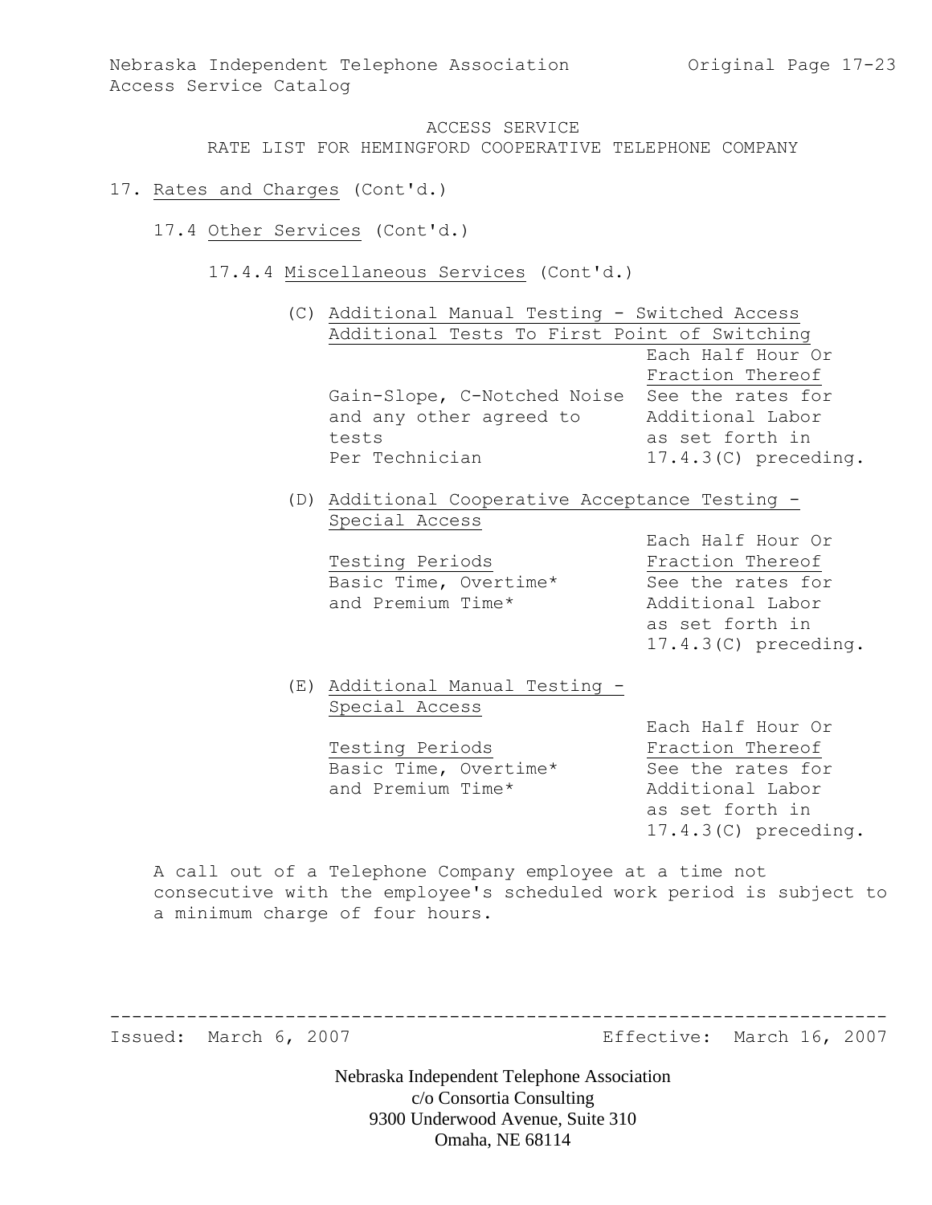ACCESS SERVICE

RATE LIST FOR HEMINGFORD COOPERATIVE TELEPHONE COMPANY

17. Rates and Charges (Cont'd.)

17.4 Other Services (Cont'd.)

17.4.4 Miscellaneous Services (Cont'd.)

(C) Additional Manual Testing - Switched Access

Additional Tests To First Point of Switching

| | Each Half Hour Or Fraction Thereof |
|---|---|
| Gain-Slope, C-Notched Noise and any other agreed to tests Per Technician | See the rates for Additional Labor as set forth in 17.4.3(C) preceding. |

(D) Additional Cooperative Acceptance Testing - Special Access

| Testing Periods | Each Half Hour Or Fraction Thereof |
|---|---|
| Basic Time, Overtime* and Premium Time* | See the rates for Additional Labor as set forth in 17.4.3(C) preceding. |

(E) Additional Manual Testing - Special Access

| Testing Periods | Each Half Hour Or Fraction Thereof |
|---|---|
| Basic Time, Overtime* and Premium Time* | See the rates for Additional Labor as set forth in 17.4.3(C) preceding. |

A call out of a Telephone Company employee at a time not consecutive with the employee's scheduled work period is subject to a minimum charge of four hours.

Issued: March 6, 2007 Effective: March 16, 2007

Nebraska Independent Telephone Association
c/o Consortia Consulting
9300 Underwood Avenue, Suite 310
Omaha, NE 68114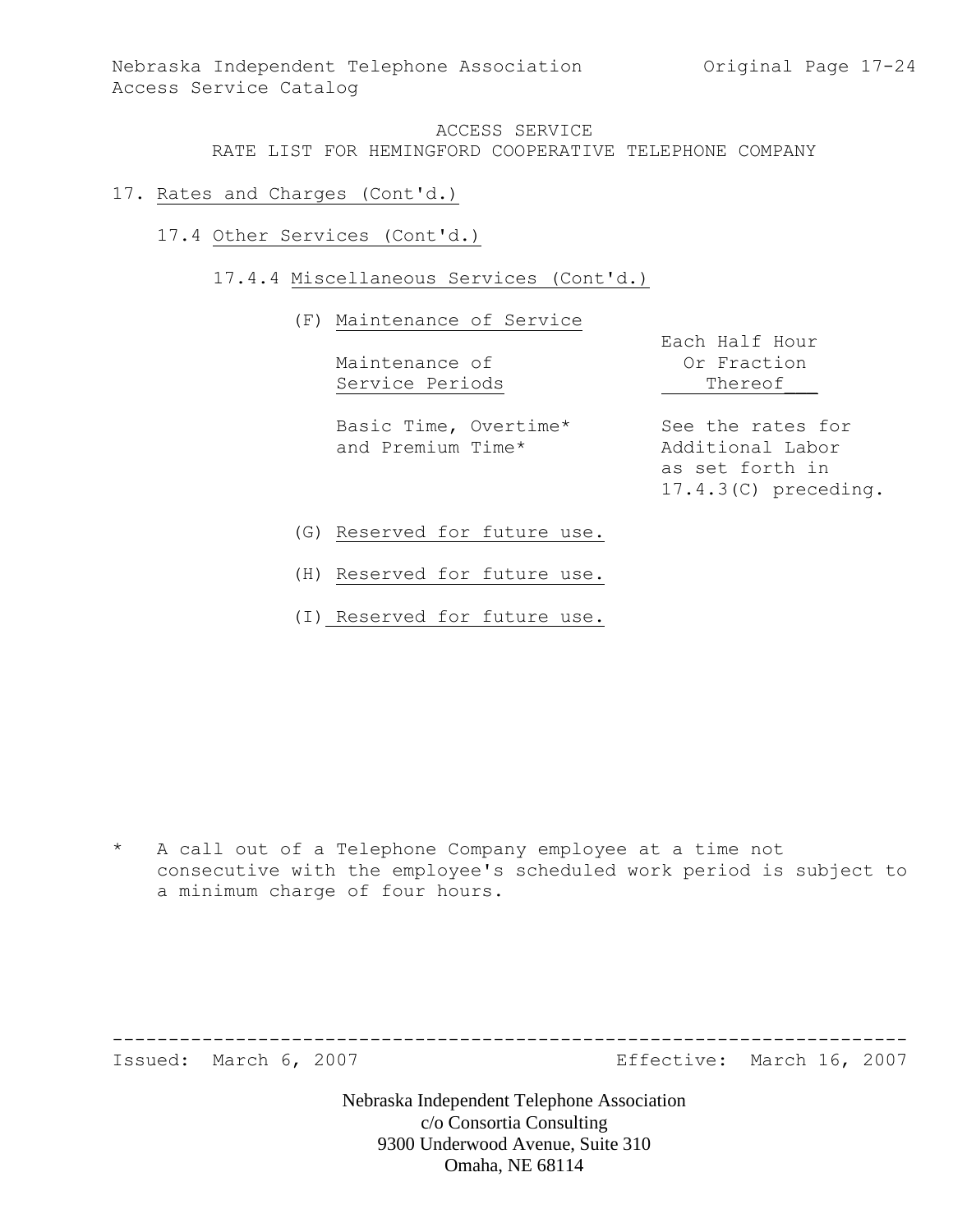ACCESS SERVICE
RATE LIST FOR HEMINGFORD COOPERATIVE TELEPHONE COMPANY

17. Rates and Charges (Cont'd.)

17.4 Other Services (Cont'd.)

17.4.4 Miscellaneous Services (Cont'd.)

(F) Maintenance of Service

| Maintenance of Service Periods | Each Half Hour Or Fraction Thereof |
|---|---|
| Basic Time, Overtime* and Premium Time* | See the rates for Additional Labor as set forth in 17.4.3(C) preceding. |

(G) Reserved for future use.

(H) Reserved for future use.

(I) Reserved for future use.

\* A call out of a Telephone Company employee at a time not consecutive with the employee's scheduled work period is subject to a minimum charge of four hours.

Issued: March 6, 2007 Effective: March 16, 2007

Nebraska Independent Telephone Association
c/o Consortia Consulting
9300 Underwood Avenue, Suite 310
Omaha, NE 68114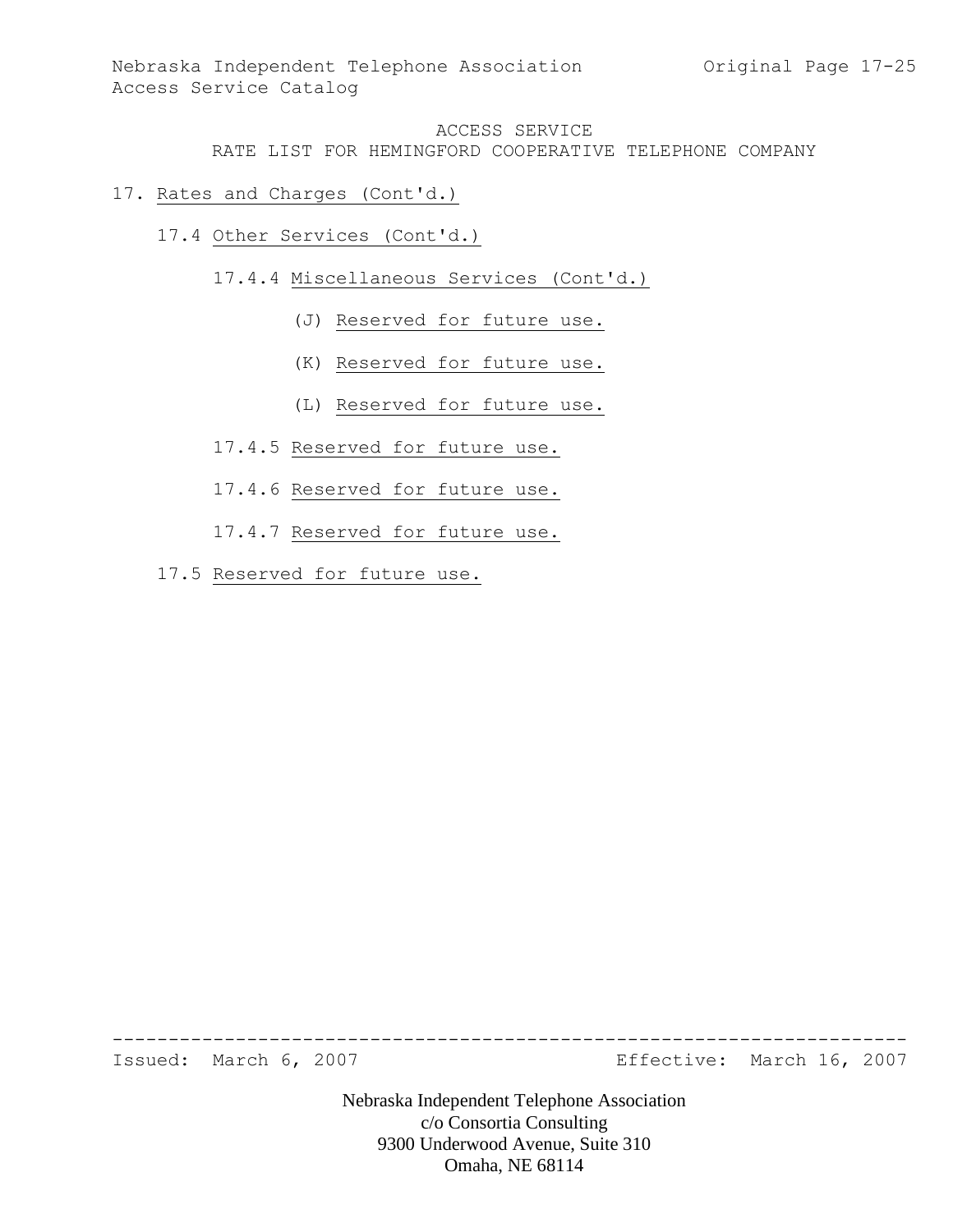ACCESS SERVICE
RATE LIST FOR HEMINGFORD COOPERATIVE TELEPHONE COMPANY

17. Rates and Charges (Cont'd.)

17.4 Other Services (Cont'd.)

17.4.4 Miscellaneous Services (Cont'd.)

(J) Reserved for future use.

(K) Reserved for future use.

(L) Reserved for future use.

17.4.5 Reserved for future use.

17.4.6 Reserved for future use.

17.4.7 Reserved for future use.

17.5 Reserved for future use.